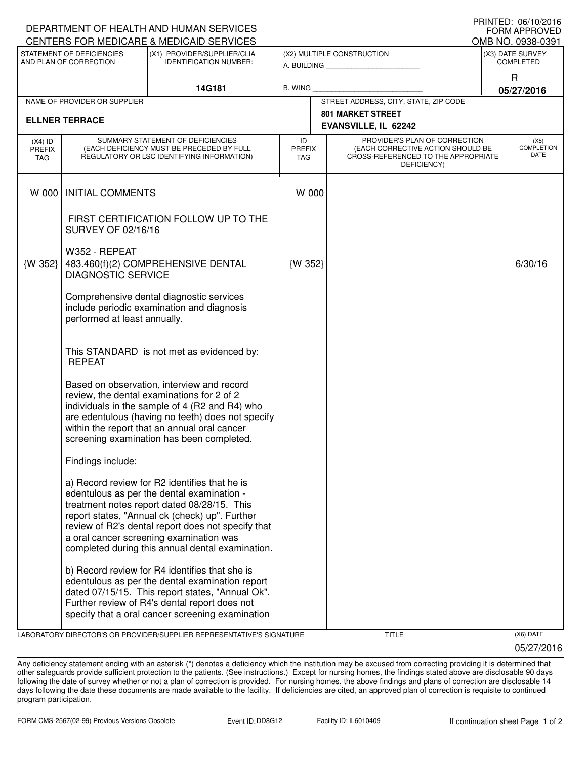PRINTED: 06/10/2016
FORM APPROVED
OMB NO. 0938-0391

DEPARTMENT OF HEALTH AND HUMAN SERVICES
CENTERS FOR MEDICARE & MEDICAID SERVICES

| STATEMENT OF DEFICIENCIES AND PLAN OF CORRECTION | (X1) PROVIDER/SUPPLIER/CLIA IDENTIFICATION NUMBER: | (X2) MULTIPLE CONSTRUCTION | (X3) DATE SURVEY COMPLETED |
|---|---|---|---|
| | 14G181 | A. BUILDING ______ B. WING ______ | R 05/27/2016 |

| NAME OF PROVIDER OR SUPPLIER | STREET ADDRESS, CITY, STATE, ZIP CODE |
|---|---|
| ELLNER TERRACE | 801 MARKET STREET EVANSVILLE, IL 62242 |

| (X4) ID PREFIX TAG | SUMMARY STATEMENT OF DEFICIENCIES (EACH DEFICIENCY MUST BE PRECEDED BY FULL REGULATORY OR LSC IDENTIFYING INFORMATION) | ID PREFIX TAG | PROVIDER'S PLAN OF CORRECTION (EACH CORRECTIVE ACTION SHOULD BE CROSS-REFERENCED TO THE APPROPRIATE DEFICIENCY) | (X5) COMPLETION DATE |
|---|---|---|---|---|
| W 000 | INITIAL COMMENTS<br><br>FIRST CERTIFICATION FOLLOW UP TO THE SURVEY OF 02/16/16 | W 000 | | |
| {W 352} | W352 - REPEAT<br>483.460(f)(2) COMPREHENSIVE DENTAL DIAGNOSTIC SERVICE<br><br>Comprehensive dental diagnostic services include periodic examination and diagnosis performed at least annually.<br><br>This STANDARD is not met as evidenced by:<br>REPEAT<br><br>Based on observation, interview and record review, the dental examinations for 2 of 2 individuals in the sample of 4 (R2 and R4) who are edentulous (having no teeth) does not specify within the report that an annual oral cancer screening examination has been completed.<br><br>Findings include:<br><br>a) Record review for R2 identifies that he is edentulous as per the dental examination - treatment notes report dated 08/28/15. This report states, "Annual ck (check) up". Further review of R2's dental report does not specify that a oral cancer screening examination was completed during this annual dental examination.<br><br>b) Record review for R4 identifies that she is edentulous as per the dental examination report dated 07/15/15. This report states, "Annual Ok". Further review of R4's dental report does not specify that a oral cancer screening examination | {W 352} | | 6/30/16 |

LABORATORY DIRECTOR'S OR PROVIDER/SUPPLIER REPRESENTATIVE'S SIGNATURE | TITLE | (X6) DATE 05/27/2016

Any deficiency statement ending with an asterisk (*) denotes a deficiency which the institution may be excused from correcting providing it is determined that other safeguards provide sufficient protection to the patients. (See instructions.) Except for nursing homes, the findings stated above are disclosable 90 days following the date of survey whether or not a plan of correction is provided. For nursing homes, the above findings and plans of correction are disclosable 14 days following the date these documents are made available to the facility. If deficiencies are cited, an approved plan of correction is requisite to continued program participation.

FORM CMS-2567(02-99) Previous Versions Obsolete | Event ID: DD8G12 | Facility ID: IL6010409 | If continuation sheet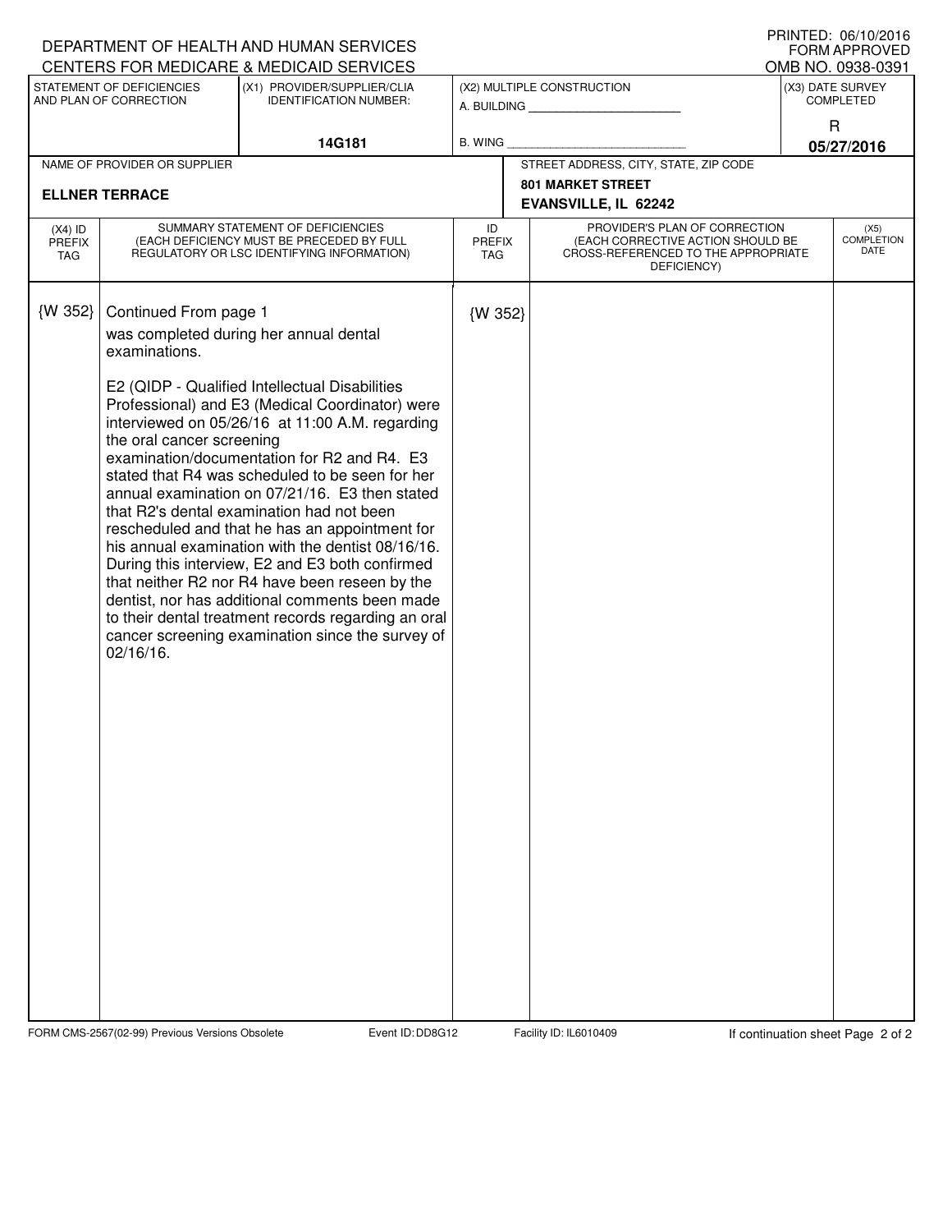DEPARTMENT OF HEALTH AND HUMAN SERVICES
CENTERS FOR MEDICARE & MEDICAID SERVICES

PRINTED: 06/10/2016
FORM APPROVED
OMB NO. 0938-0391

| STATEMENT OF DEFICIENCIES AND PLAN OF CORRECTION | (X1) PROVIDER/SUPPLIER/CLIA IDENTIFICATION NUMBER: | (X2) MULTIPLE CONSTRUCTION | (X3) DATE SURVEY COMPLETED |
|---|---|---|---|
| | 14G181 | A. BUILDING ______ B. WING ______ | R 05/27/2016 |

| NAME OF PROVIDER OR SUPPLIER | STREET ADDRESS, CITY, STATE, ZIP CODE |
|---|---|
| ELLNER TERRACE | 801 MARKET STREET EVANSVILLE, IL 62242 |

| (X4) ID PREFIX TAG | SUMMARY STATEMENT OF DEFICIENCIES (EACH DEFICIENCY MUST BE PRECEDED BY FULL REGULATORY OR LSC IDENTIFYING INFORMATION) | ID PREFIX TAG | PROVIDER'S PLAN OF CORRECTION (EACH CORRECTIVE ACTION SHOULD BE CROSS-REFERENCED TO THE APPROPRIATE DEFICIENCY) | (X5) COMPLETION DATE |
|---|---|---|---|---|
| {W 352} | Continued From page 1<br>was completed during her annual dental examinations.<br><br>E2 (QIDP - Qualified Intellectual Disabilities Professional) and E3 (Medical Coordinator) were interviewed on 05/26/16 at 11:00 A.M. regarding the oral cancer screening examination/documentation for R2 and R4. E3 stated that R4 was scheduled to be seen for her annual examination on 07/21/16. E3 then stated that R2's dental examination had not been rescheduled and that he has an appointment for his annual examination with the dentist 08/16/16. During this interview, E2 and E3 both confirmed that neither R2 nor R4 have been reseen by the dentist, nor has additional comments been made to their dental treatment records regarding an oral cancer screening examination since the survey of 02/16/16. | {W 352} | | |

FORM CMS-2567(02-99) Previous Versions Obsolete Event ID: DD8G12 Facility ID: IL6010409